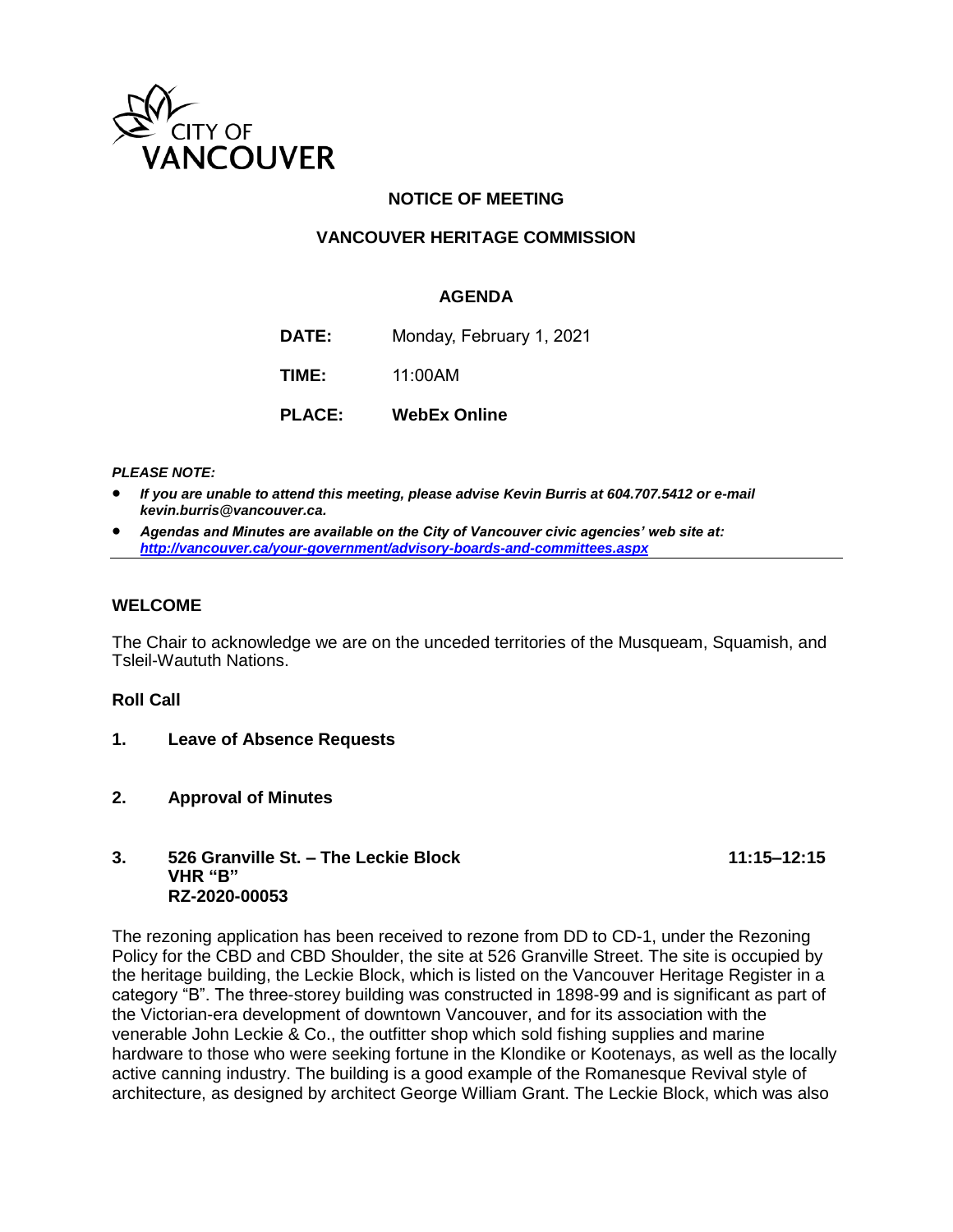CITY OF VANCOUVER

# NOTICE OF MEETING

## VANCOUVER HERITAGE COMMISSION

### AGENDA

**DATE:** Monday, February 1, 2021

**TIME:** 11:00AM

**PLACE:** **WebEx Online**

***PLEASE NOTE:***

- ***If you are unable to attend this meeting, please advise Kevin Burris at 604.707.5412 or e-mail kevin.burris@vancouver.ca.***
- ***Agendas and Minutes are available on the City of Vancouver civic agencies' web site at: http://vancouver.ca/your-government/advisory-boards-and-committees.aspx***

---

### WELCOME

The Chair to acknowledge we are on the unceded territories of the Musqueam, Squamish, and Tsleil-Waututh Nations.

### Roll Call

**1. Leave of Absence Requests**

**2. Approval of Minutes**

**3. 526 Granville St. – The Leckie Block** **11:15–12:15**
**VHR "B"**
**RZ-2020-00053**

The rezoning application has been received to rezone from DD to CD-1, under the Rezoning Policy for the CBD and CBD Shoulder, the site at 526 Granville Street. The site is occupied by the heritage building, the Leckie Block, which is listed on the Vancouver Heritage Register in a category "B". The three-storey building was constructed in 1898-99 and is significant as part of the Victorian-era development of downtown Vancouver, and for its association with the venerable John Leckie & Co., the outfitter shop which sold fishing supplies and marine hardware to those who were seeking fortune in the Klondike or Kootenays, as well as the locally active canning industry. The building is a good example of the Romanesque Revival style of architecture, as designed by architect George William Grant. The Leckie Block, which was also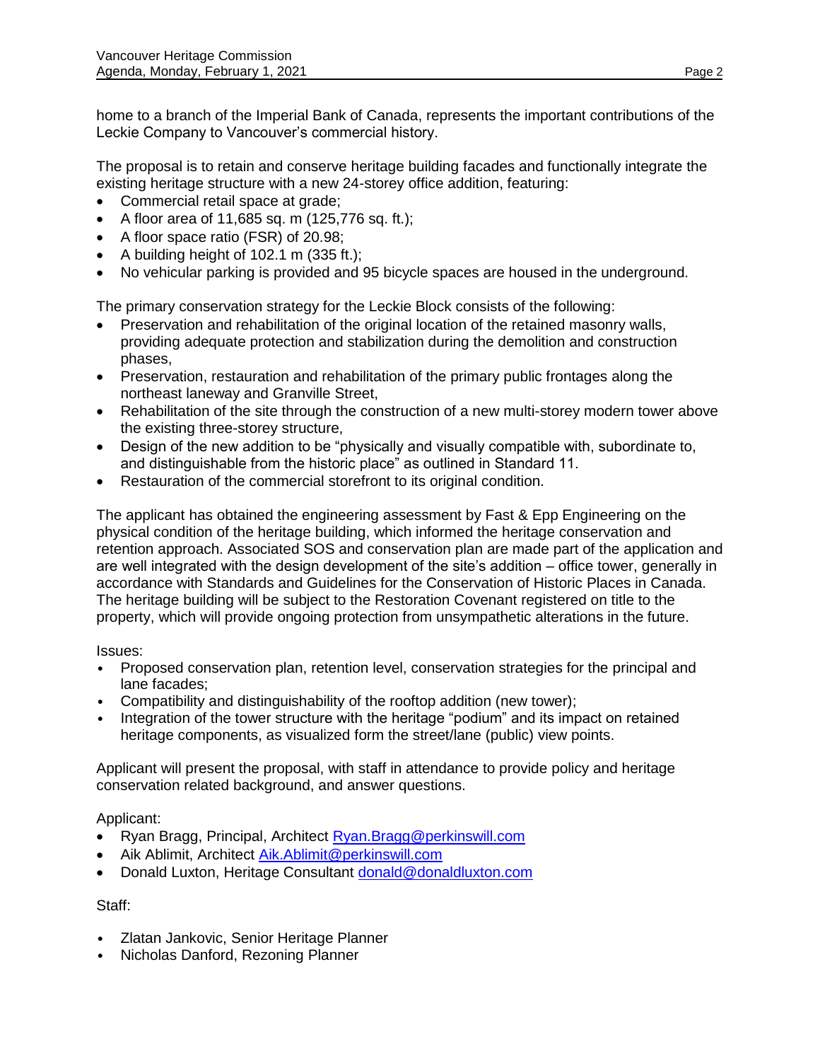home to a branch of the Imperial Bank of Canada, represents the important contributions of the Leckie Company to Vancouver's commercial history.

The proposal is to retain and conserve heritage building facades and functionally integrate the existing heritage structure with a new 24-storey office addition, featuring:

- Commercial retail space at grade;
- A floor area of 11,685 sq. m (125,776 sq. ft.);
- A floor space ratio (FSR) of 20.98;
- A building height of 102.1 m (335 ft.);
- No vehicular parking is provided and 95 bicycle spaces are housed in the underground.

The primary conservation strategy for the Leckie Block consists of the following:

- Preservation and rehabilitation of the original location of the retained masonry walls, providing adequate protection and stabilization during the demolition and construction phases,
- Preservation, restauration and rehabilitation of the primary public frontages along the northeast laneway and Granville Street,
- Rehabilitation of the site through the construction of a new multi-storey modern tower above the existing three-storey structure,
- Design of the new addition to be "physically and visually compatible with, subordinate to, and distinguishable from the historic place" as outlined in Standard 11.
- Restauration of the commercial storefront to its original condition.

The applicant has obtained the engineering assessment by Fast & Epp Engineering on the physical condition of the heritage building, which informed the heritage conservation and retention approach. Associated SOS and conservation plan are made part of the application and are well integrated with the design development of the site's addition – office tower, generally in accordance with Standards and Guidelines for the Conservation of Historic Places in Canada. The heritage building will be subject to the Restoration Covenant registered on title to the property, which will provide ongoing protection from unsympathetic alterations in the future.

Issues:

- Proposed conservation plan, retention level, conservation strategies for the principal and lane facades;
- Compatibility and distinguishability of the rooftop addition (new tower);
- Integration of the tower structure with the heritage "podium" and its impact on retained heritage components, as visualized form the street/lane (public) view points.

Applicant will present the proposal, with staff in attendance to provide policy and heritage conservation related background, and answer questions.

Applicant:

- Ryan Bragg, Principal, Architect Ryan.Bragg@perkinswill.com
- Aik Ablimit, Architect Aik.Ablimit@perkinswill.com
- Donald Luxton, Heritage Consultant donald@donaldluxton.com

Staff:

- Zlatan Jankovic, Senior Heritage Planner
- Nicholas Danford, Rezoning Planner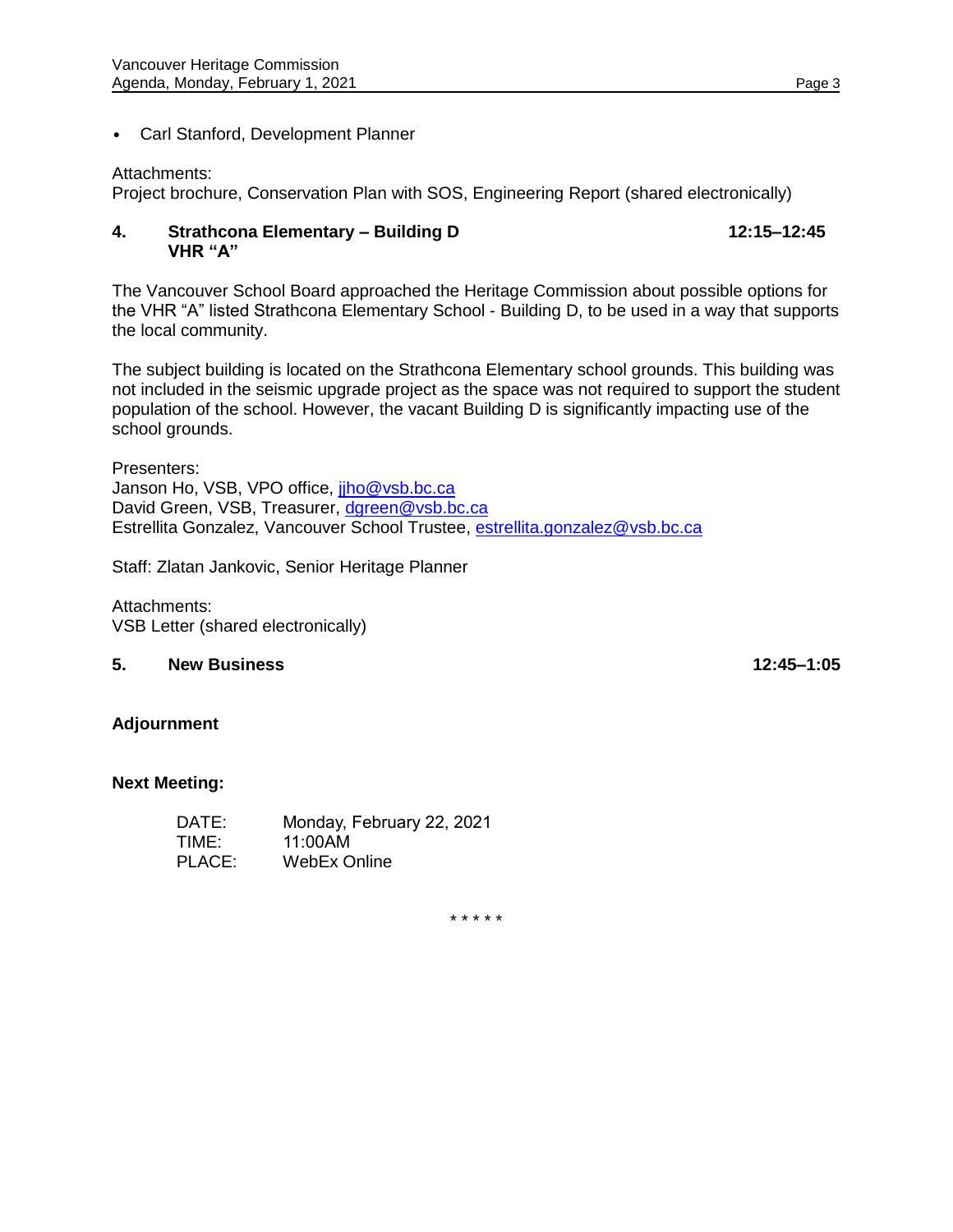- Carl Stanford, Development Planner

Attachments:
Project brochure, Conservation Plan with SOS, Engineering Report (shared electronically)

**4. Strathcona Elementary – Building D VHR "A"** **12:15–12:45**

The Vancouver School Board approached the Heritage Commission about possible options for the VHR "A" listed Strathcona Elementary School - Building D, to be used in a way that supports the local community.

The subject building is located on the Strathcona Elementary school grounds. This building was not included in the seismic upgrade project as the space was not required to support the student population of the school. However, the vacant Building D is significantly impacting use of the school grounds.

Presenters:
Janson Ho, VSB, VPO office, jjho@vsb.bc.ca
David Green, VSB, Treasurer, dgreen@vsb.bc.ca
Estrellita Gonzalez, Vancouver School Trustee, estrellita.gonzalez@vsb.bc.ca

Staff: Zlatan Jankovic, Senior Heritage Planner

Attachments:
VSB Letter (shared electronically)

**5. New Business** **12:45–1:05**

**Adjournment**

**Next Meeting:**

DATE: Monday, February 22, 2021
TIME: 11:00AM
PLACE: WebEx Online

* * * * *